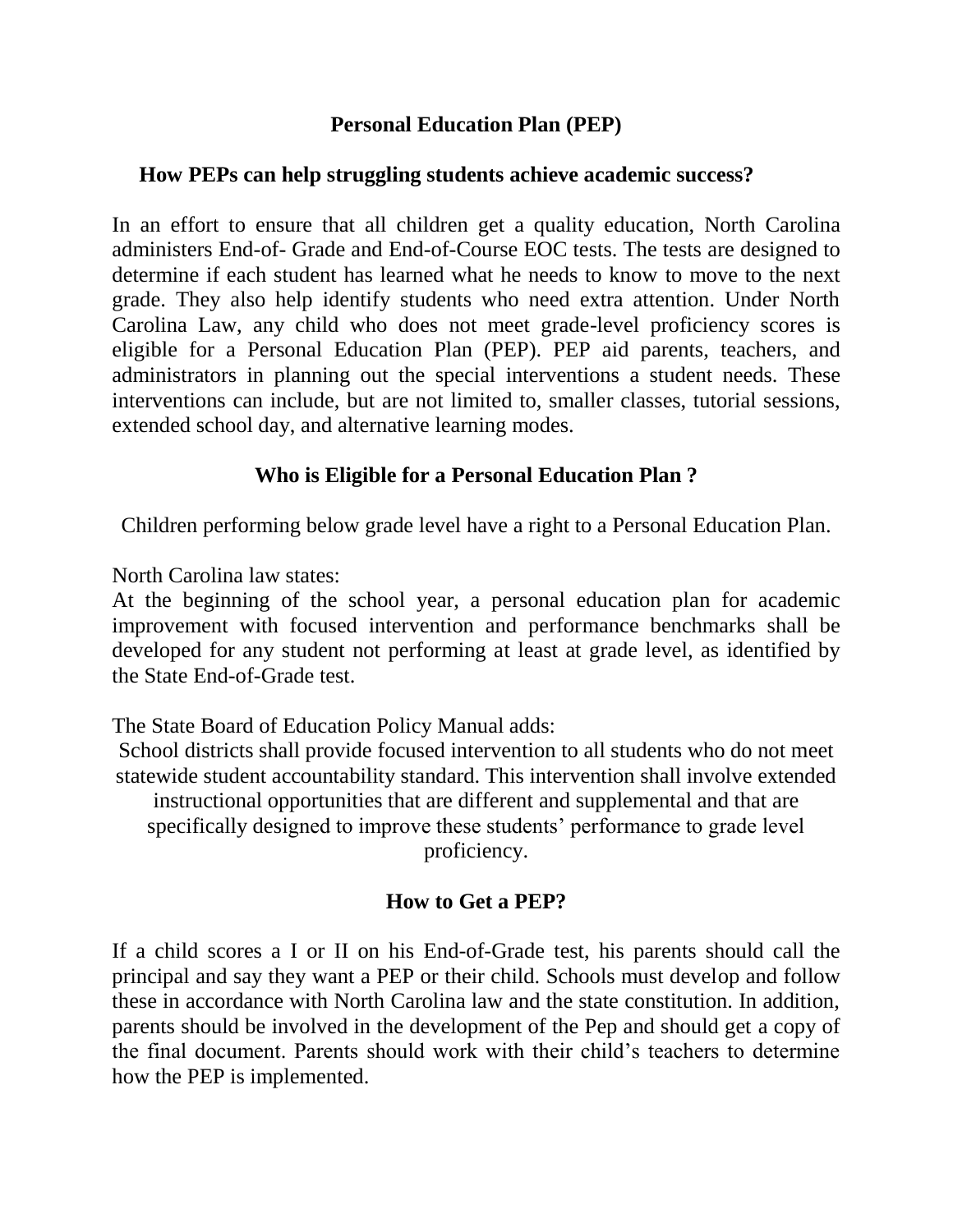# Personal Education Plan (PEP)

## How PEPs can help struggling students achieve academic success?

In an effort to ensure that all children get a quality education, North Carolina administers End-of- Grade and End-of-Course EOC tests. The tests are designed to determine if each student has learned what he needs to know to move to the next grade. They also help identify students who need extra attention. Under North Carolina Law, any child who does not meet grade-level proficiency scores is eligible for a Personal Education Plan (PEP). PEP aid parents, teachers, and administrators in planning out the special interventions a student needs. These interventions can include, but are not limited to, smaller classes, tutorial sessions, extended school day, and alternative learning modes.

## Who is Eligible for a Personal Education Plan ?

Children performing below grade level have a right to a Personal Education Plan.

North Carolina law states:
At the beginning of the school year, a personal education plan for academic improvement with focused intervention and performance benchmarks shall be developed for any student not performing at least at grade level, as identified by the State End-of-Grade test.

The State Board of Education Policy Manual adds:
School districts shall provide focused intervention to all students who do not meet statewide student accountability standard. This intervention shall involve extended instructional opportunities that are different and supplemental and that are specifically designed to improve these students' performance to grade level proficiency.

## How to Get a PEP?

If a child scores a I or II on his End-of-Grade test, his parents should call the principal and say they want a PEP or their child. Schools must develop and follow these in accordance with North Carolina law and the state constitution. In addition, parents should be involved in the development of the Pep and should get a copy of the final document. Parents should work with their child's teachers to determine how the PEP is implemented.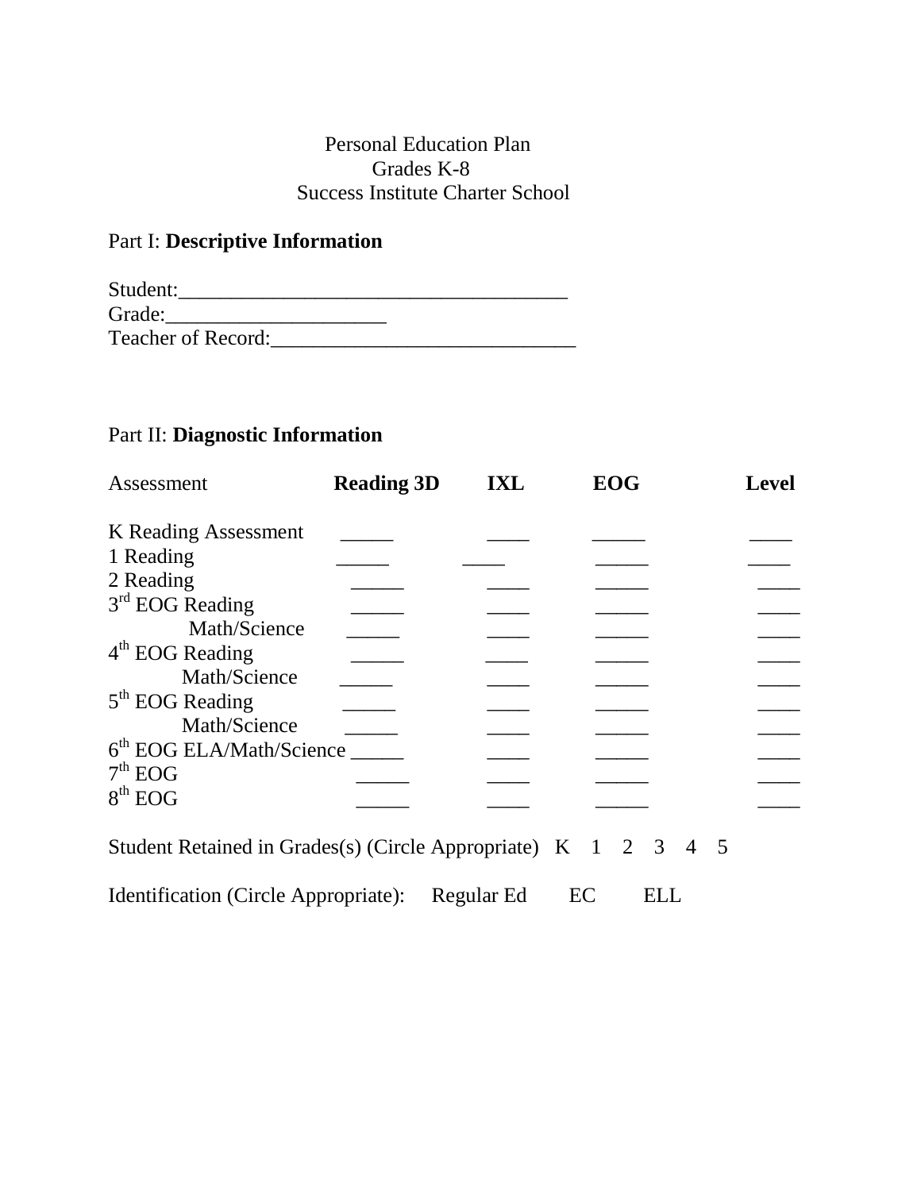Personal Education Plan
Grades K-8
Success Institute Charter School

Part I: **Descriptive Information**

Student:____________________________________
Grade:_____________________
Teacher of Record:____________________________

Part II: **Diagnostic Information**

| Assessment | **Reading 3D** | **IXL** | **EOG** | **Level** |
|---|---|---|---|---|
| K Reading Assessment | _____ | ____ | _____ | ____ |
| 1 Reading | _____ | ____ | _____ | ____ |
| 2 Reading | _____ | ____ | _____ | ____ |
| 3rd EOG Reading | _____ | ____ | _____ | ____ |
| Math/Science | _____ | ____ | _____ | ____ |
| 4th EOG Reading | _____ | ____ | _____ | ____ |
| Math/Science | _____ | ____ | _____ | ____ |
| 5th EOG Reading | _____ | ____ | _____ | ____ |
| Math/Science | _____ | ____ | _____ | ____ |
| 6th EOG ELA/Math/Science | _____ | ____ | _____ | ____ |
| 7th EOG | _____ | ____ | _____ | ____ |
| 8th EOG | _____ | ____ | _____ | ____ |

Student Retained in Grades(s) (Circle Appropriate) K 1 2 3 4 5

Identification (Circle Appropriate): Regular Ed EC ELL